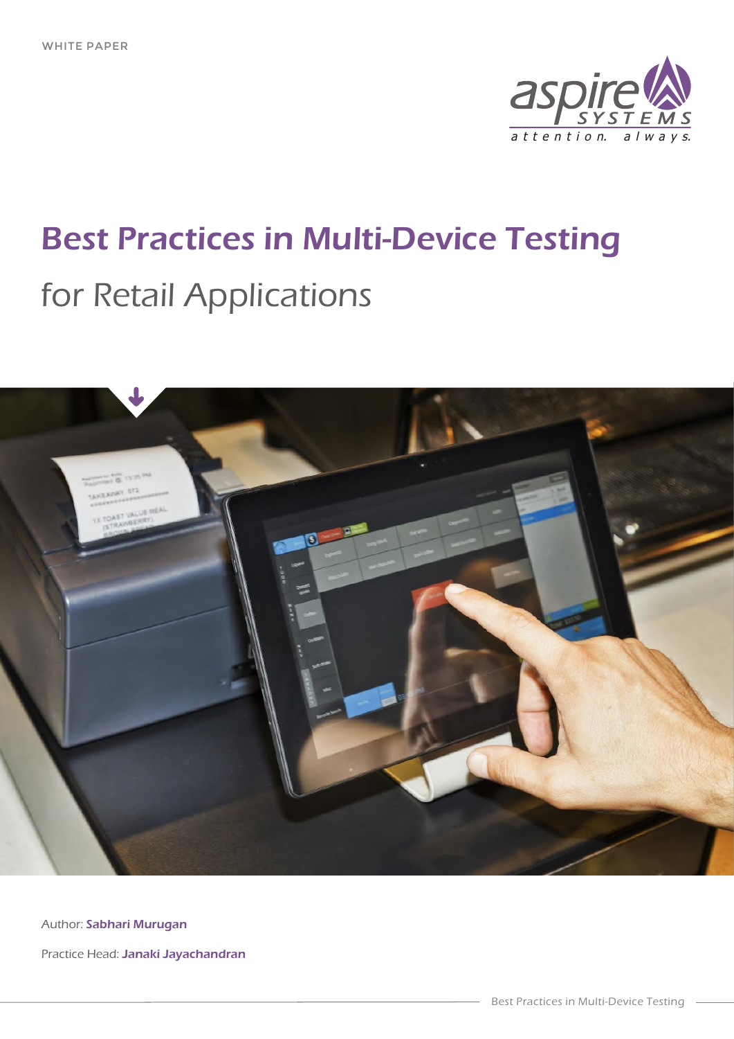WHITE PAPER

# Best Practices in Multi-Device Testing

## for Retail Applications

Author: **Sabhari Murugan**

Practice Head: **Janaki Jayachandran**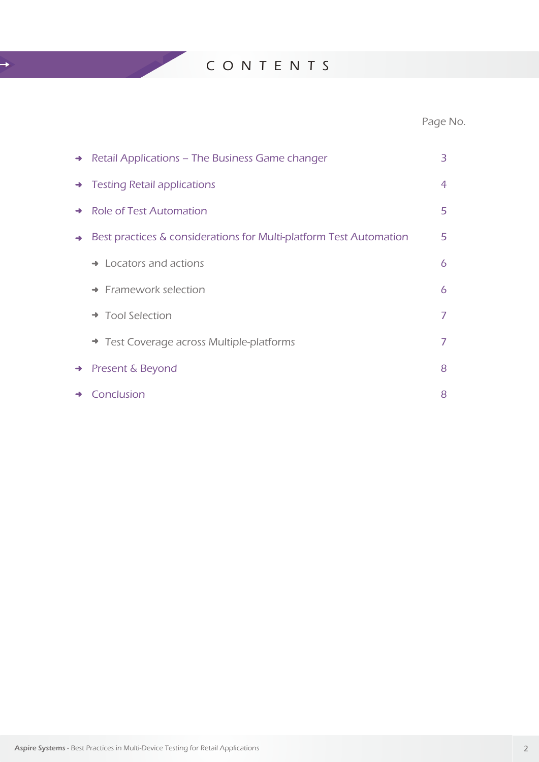# CONTENTS

| | Page No. |
|---|---|
| Retail Applications – The Business Game changer | 3 |
| Testing Retail applications | 4 |
| Role of Test Automation | 5 |
| Best practices & considerations for Multi-platform Test Automation | 5 |
| Locators and actions | 6 |
| Framework selection | 6 |
| Tool Selection | 7 |
| Test Coverage across Multiple-platforms | 7 |
| Present & Beyond | 8 |
| Conclusion | 8 |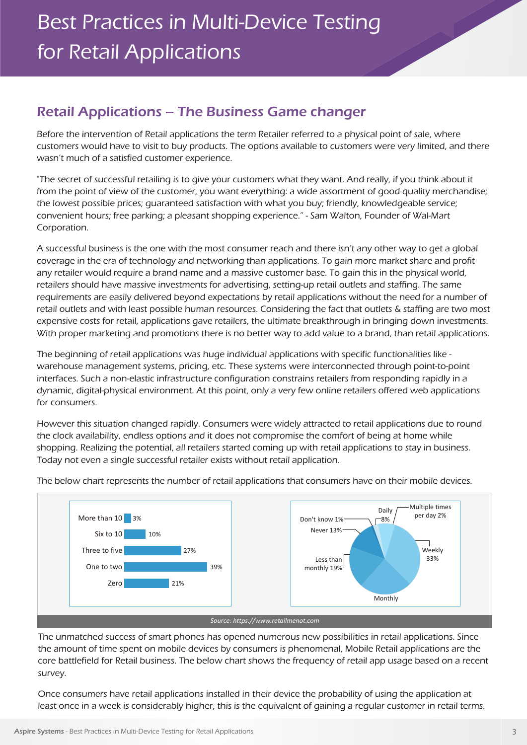# Best Practices in Multi-Device Testing for Retail Applications

## Retail Applications – The Business Game changer

Before the intervention of Retail applications the term Retailer referred to a physical point of sale, where customers would have to visit to buy products. The options available to customers were very limited, and there wasn't much of a satisfied customer experience.

*"The secret of successful retailing is to give your customers what they want. And really, if you think about it from the point of view of the customer, you want everything: a wide assortment of good quality merchandise; the lowest possible prices; guaranteed satisfaction with what you buy; friendly, knowledgeable service; convenient hours; free parking; a pleasant shopping experience." - Sam Walton, Founder of Wal-Mart Corporation.*

A successful business is the one with the most consumer reach and there isn't any other way to get a global coverage in the era of technology and networking than applications. To gain more market share and profit any retailer would require a brand name and a massive customer base. To gain this in the physical world, retailers should have massive investments for advertising, setting-up retail outlets and staffing. The same requirements are easily delivered beyond expectations by retail applications without the need for a number of retail outlets and with least possible human resources. Considering the fact that outlets & staffing are two most expensive costs for retail, applications gave retailers, the ultimate breakthrough in bringing down investments. With proper marketing and promotions there is no better way to add value to a brand, than retail applications.

The beginning of retail applications was huge individual applications with specific functionalities like - warehouse management systems, pricing, etc. These systems were interconnected through point-to-point interfaces. Such a non-elastic infrastructure configuration constrains retailers from responding rapidly in a dynamic, digital-physical environment. At this point, only a very few online retailers offered web applications for consumers.

However this situation changed rapidly. Consumers were widely attracted to retail applications due to round the clock availability, endless options and it does not compromise the comfort of being at home while shopping. Realizing the potential, all retailers started coming up with retail applications to stay in business. Today not even a single successful retailer exists without retail application.

The below chart represents the number of retail applications that consumers have on their mobile devices.

| Number of retail apps | Share |
|---|---|
| More than 10 | 3% |
| Six to 10 | 10% |
| Three to five | 27% |
| One to two | 39% |
| Zero | 21% |

| Frequency of retail app usage | Share |
|---|---|
| Multiple times per day | 2% |
| Daily | 8% |
| Weekly | 33% |
| Monthly | |
| Less than monthly | 19% |
| Never | 13% |
| Don't know | 1% |

*Source: https://www.retailmenot.com*

The unmatched success of smart phones has opened numerous new possibilities in retail applications. Since the amount of time spent on mobile devices by consumers is phenomenal, Mobile Retail applications are the core battlefield for Retail business. The below chart shows the frequency of retail app usage based on a recent survey.

Once consumers have retail applications installed in their device the probability of using the application at least once in a week is considerably higher, this is the equivalent of gaining a regular customer in retail terms.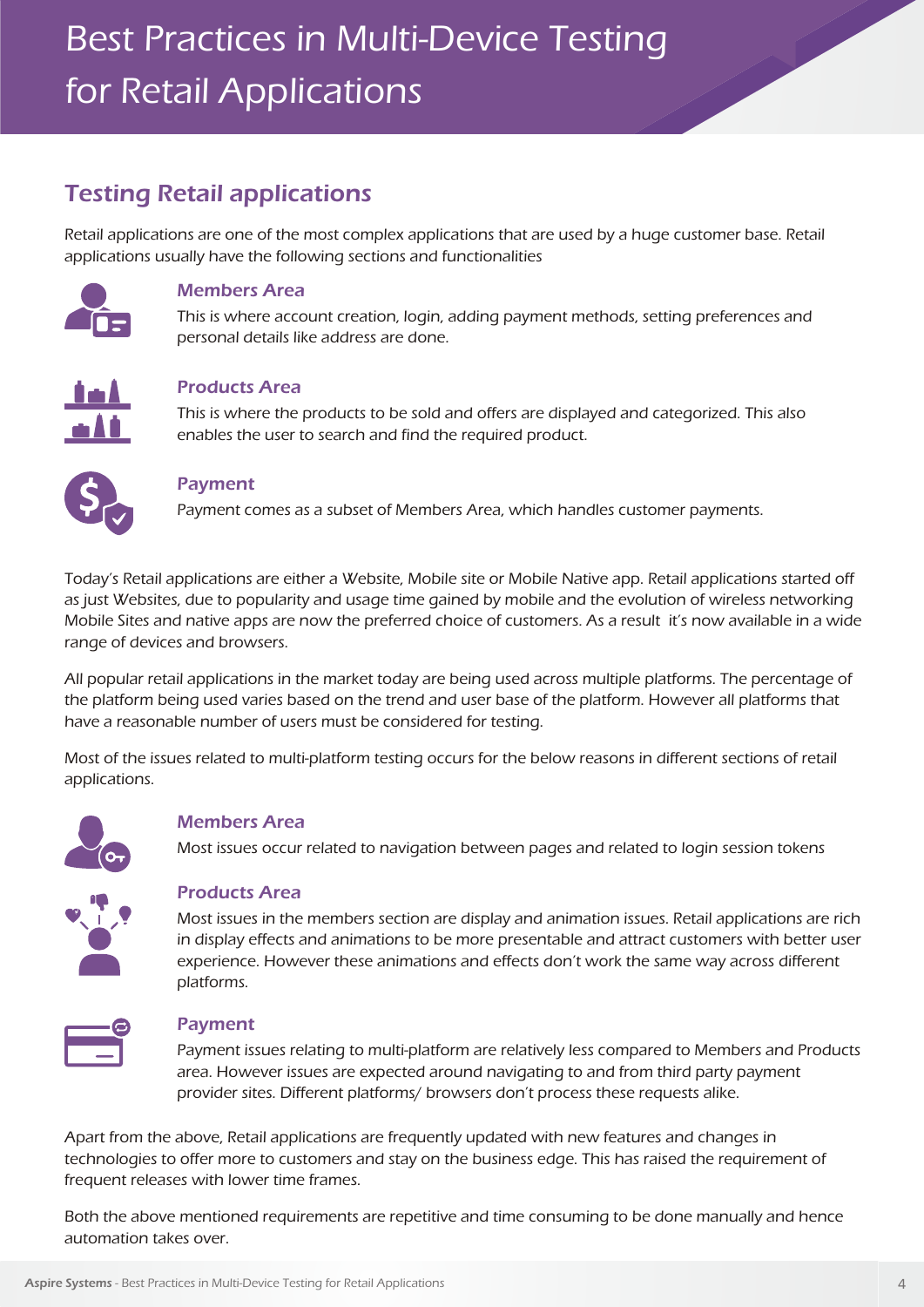# Best Practices in Multi-Device Testing for Retail Applications

## Testing Retail applications

Retail applications are one of the most complex applications that are used by a huge customer base. Retail applications usually have the following sections and functionalities

### Members Area

This is where account creation, login, adding payment methods, setting preferences and personal details like address are done.

### Products Area

This is where the products to be sold and offers are displayed and categorized. This also enables the user to search and find the required product.

### Payment

Payment comes as a subset of Members Area, which handles customer payments.

Today's Retail applications are either a Website, Mobile site or Mobile Native app. Retail applications started off as just Websites, due to popularity and usage time gained by mobile and the evolution of wireless networking Mobile Sites and native apps are now the preferred choice of customers. As a result it's now available in a wide range of devices and browsers.

All popular retail applications in the market today are being used across multiple platforms. The percentage of the platform being used varies based on the trend and user base of the platform. However all platforms that have a reasonable number of users must be considered for testing.

Most of the issues related to multi-platform testing occurs for the below reasons in different sections of retail applications.

### Members Area

Most issues occur related to navigation between pages and related to login session tokens

### Products Area

Most issues in the members section are display and animation issues. Retail applications are rich in display effects and animations to be more presentable and attract customers with better user experience. However these animations and effects don't work the same way across different platforms.

### Payment

Payment issues relating to multi-platform are relatively less compared to Members and Products area. However issues are expected around navigating to and from third party payment provider sites. Different platforms/ browsers don't process these requests alike.

Apart from the above, Retail applications are frequently updated with new features and changes in technologies to offer more to customers and stay on the business edge. This has raised the requirement of frequent releases with lower time frames.

Both the above mentioned requirements are repetitive and time consuming to be done manually and hence automation takes over.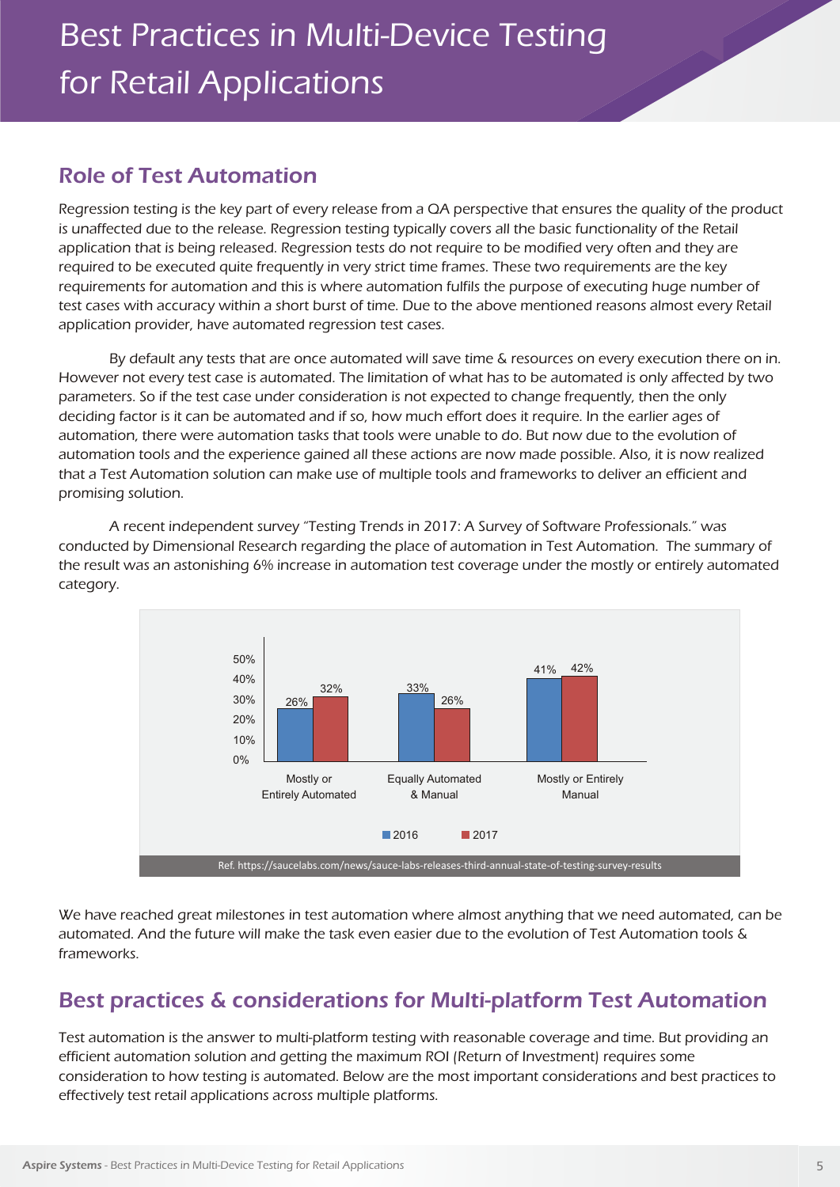# Best Practices in Multi-Device Testing for Retail Applications

## Role of Test Automation

Regression testing is the key part of every release from a QA perspective that ensures the quality of the product is unaffected due to the release. Regression testing typically covers all the basic functionality of the Retail application that is being released. Regression tests do not require to be modified very often and they are required to be executed quite frequently in very strict time frames. These two requirements are the key requirements for automation and this is where automation fulfils the purpose of executing huge number of test cases with accuracy within a short burst of time. Due to the above mentioned reasons almost every Retail application provider, have automated regression test cases.

By default any tests that are once automated will save time & resources on every execution there on in. However not every test case is automated. The limitation of what has to be automated is only affected by two parameters. So if the test case under consideration is not expected to change frequently, then the only deciding factor is it can be automated and if so, how much effort does it require. In the earlier ages of automation, there were automation tasks that tools were unable to do. But now due to the evolution of automation tools and the experience gained all these actions are now made possible. Also, it is now realized that a Test Automation solution can make use of multiple tools and frameworks to deliver an efficient and promising solution.

A recent independent survey "Testing Trends in 2017: A Survey of Software Professionals." was conducted by Dimensional Research regarding the place of automation in Test Automation. The summary of the result was an astonishing 6% increase in automation test coverage under the mostly or entirely automated category.

| | 2016 | 2017 |
|---|---|---|
| Mostly or Entirely Automated | 26% | 32% |
| Equally Automated & Manual | 33% | 26% |
| Mostly or Entirely Manual | 41% | 42% |

Ref. https://saucelabs.com/news/sauce-labs-releases-third-annual-state-of-testing-survey-results

We have reached great milestones in test automation where almost anything that we need automated, can be automated. And the future will make the task even easier due to the evolution of Test Automation tools & frameworks.

## Best practices & considerations for Multi-platform Test Automation

Test automation is the answer to multi-platform testing with reasonable coverage and time. But providing an efficient automation solution and getting the maximum ROI (Return of Investment) requires some consideration to how testing is automated. Below are the most important considerations and best practices to effectively test retail applications across multiple platforms.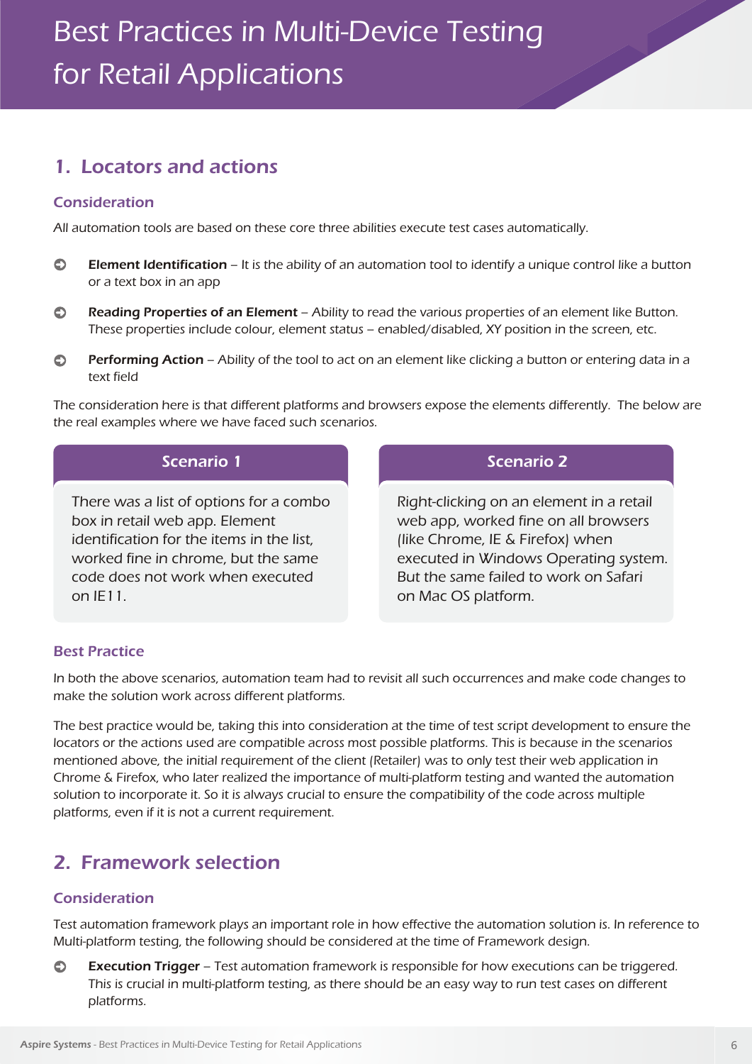# Best Practices in Multi-Device Testing for Retail Applications

## 1. Locators and actions

### Consideration

*All automation tools are based on these core three abilities execute test cases automatically.*

- **Element Identification** – It is the ability of an automation tool to identify a unique control like a button or a text box in an app
- **Reading Properties of an Element** – Ability to read the various properties of an element like Button. These properties include colour, element status – enabled/disabled, XY position in the screen, etc.
- **Performing Action** – Ability of the tool to act on an element like clicking a button or entering data in a text field

The consideration here is that different platforms and browsers expose the elements differently. The below are the real examples where we have faced such scenarios.

**Scenario 1**

There was a list of options for a combo box in retail web app. Element identification for the items in the list, worked fine in chrome, but the same code does not work when executed on IE11.

**Scenario 2**

Right-clicking on an element in a retail web app, worked fine on all browsers (like Chrome, IE & Firefox) when executed in Windows Operating system. But the same failed to work on Safari on Mac OS platform.

### Best Practice

In both the above scenarios, automation team had to revisit all such occurrences and make code changes to make the solution work across different platforms.

The best practice would be, taking this into consideration at the time of test script development to ensure the locators or the actions used are compatible across most possible platforms. This is because in the scenarios mentioned above, the initial requirement of the client (Retailer) was to only test their web application in Chrome & Firefox, who later realized the importance of multi-platform testing and wanted the automation solution to incorporate it. So it is always crucial to ensure the compatibility of the code across multiple platforms, even if it is not a current requirement.

## 2. Framework selection

### Consideration

Test automation framework plays an important role in how effective the automation solution is. In reference to Multi-platform testing, the following should be considered at the time of Framework design.

- **Execution Trigger** – Test automation framework is responsible for how executions can be triggered. This is crucial in multi-platform testing, as there should be an easy way to run test cases on different platforms.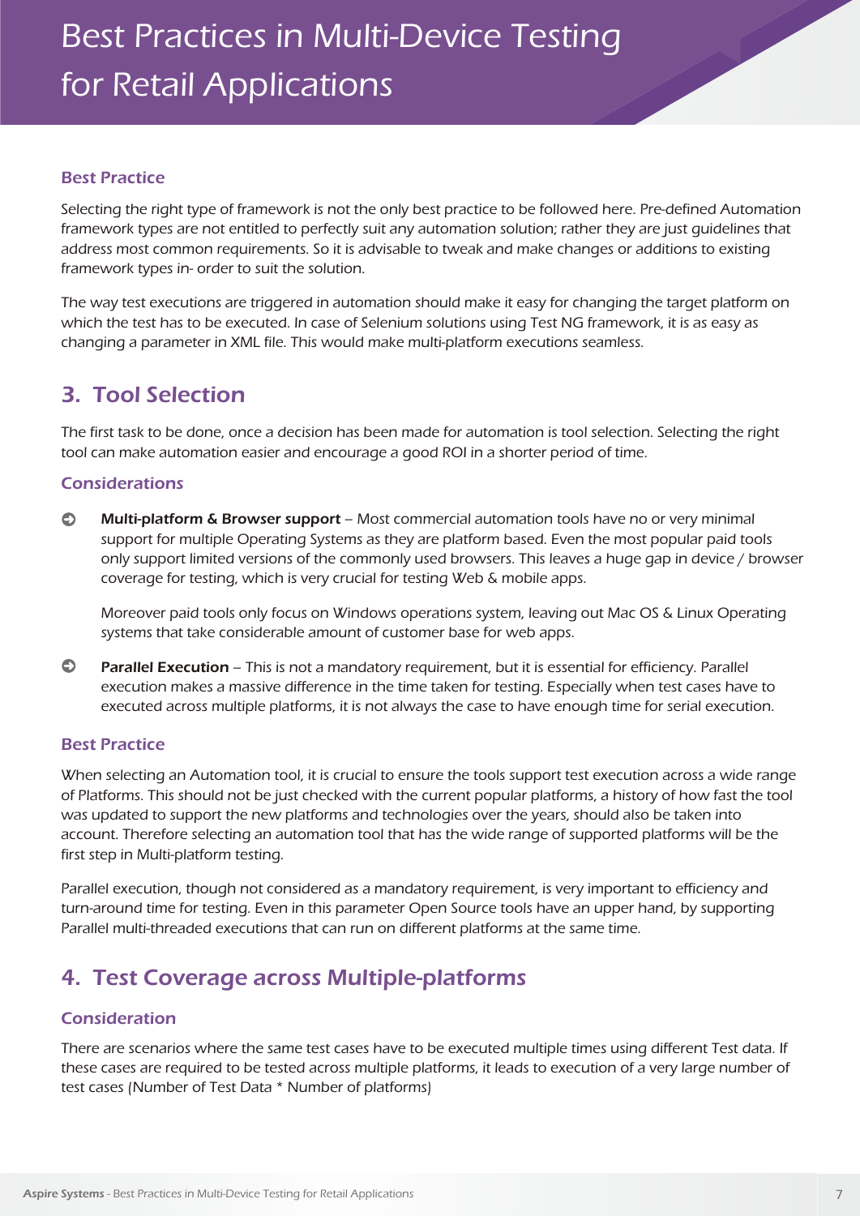### Best Practice

Selecting the right type of framework is not the only best practice to be followed here. Pre-defined Automation framework types are not entitled to perfectly suit any automation solution; rather they are just guidelines that address most common requirements. So it is advisable to tweak and make changes or additions to existing framework types in- order to suit the solution.

The way test executions are triggered in automation should make it easy for changing the target platform on which the test has to be executed. In case of Selenium solutions using Test NG framework, it is as easy as changing a parameter in XML file. This would make multi-platform executions seamless.

## 3. Tool Selection

The first task to be done, once a decision has been made for automation is tool selection. Selecting the right tool can make automation easier and encourage a good ROI in a shorter period of time.

### Considerations

- **Multi-platform & Browser support** – Most commercial automation tools have no or very minimal support for multiple Operating Systems as they are platform based. Even the most popular paid tools only support limited versions of the commonly used browsers. This leaves a huge gap in device / browser coverage for testing, which is very crucial for testing Web & mobile apps.

  Moreover paid tools only focus on Windows operations system, leaving out Mac OS & Linux Operating systems that take considerable amount of customer base for web apps.

- **Parallel Execution** – This is not a mandatory requirement, but it is essential for efficiency. Parallel execution makes a massive difference in the time taken for testing. Especially when test cases have to executed across multiple platforms, it is not always the case to have enough time for serial execution.

### Best Practice

When selecting an Automation tool, it is crucial to ensure the tools support test execution across a wide range of Platforms. This should not be just checked with the current popular platforms, a history of how fast the tool was updated to support the new platforms and technologies over the years, should also be taken into account. Therefore selecting an automation tool that has the wide range of supported platforms will be the first step in Multi-platform testing.

Parallel execution, though not considered as a mandatory requirement, is very important to efficiency and turn-around time for testing. Even in this parameter Open Source tools have an upper hand, by supporting Parallel multi-threaded executions that can run on different platforms at the same time.

## 4. Test Coverage across Multiple-platforms

### Consideration

There are scenarios where the same test cases have to be executed multiple times using different Test data. If these cases are required to be tested across multiple platforms, it leads to execution of a very large number of test cases (Number of Test Data * Number of platforms)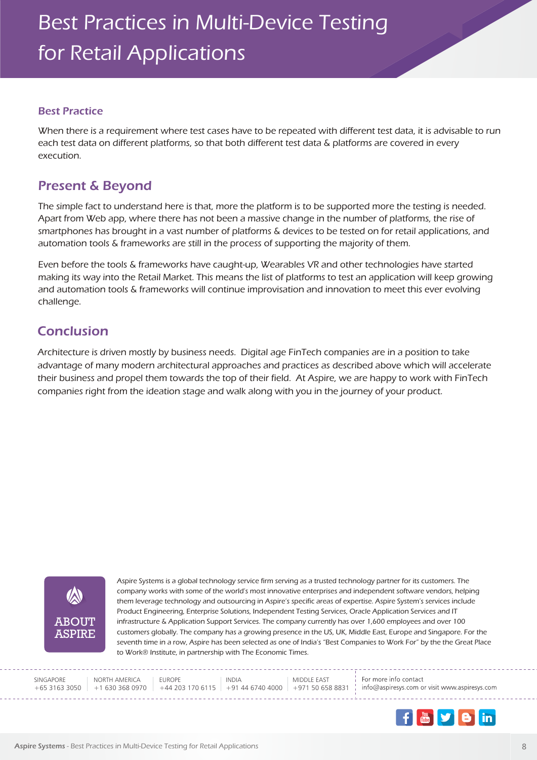# Best Practices in Multi-Device Testing for Retail Applications

### Best Practice

When there is a requirement where test cases have to be repeated with different test data, it is advisable to run each test data on different platforms, so that both different test data & platforms are covered in every execution.

## Present & Beyond

The simple fact to understand here is that, more the platform is to be supported more the testing is needed. Apart from Web app, where there has not been a massive change in the number of platforms, the rise of smartphones has brought in a vast number of platforms & devices to be tested on for retail applications, and automation tools & frameworks are still in the process of supporting the majority of them.

Even before the tools & frameworks have caught-up, Wearables VR and other technologies have started making its way into the Retail Market. This means the list of platforms to test an application will keep growing and automation tools & frameworks will continue improvisation and innovation to meet this ever evolving challenge.

## Conclusion

Architecture is driven mostly by business needs. Digital age FinTech companies are in a position to take advantage of many modern architectural approaches and practices as described above which will accelerate their business and propel them towards the top of their field. At Aspire, we are happy to work with FinTech companies right from the ideation stage and walk along with you in the journey of your product.

**ABOUT ASPIRE**

Aspire Systems is a global technology service firm serving as a trusted technology partner for its customers. The company works with some of the world's most innovative enterprises and independent software vendors, helping them leverage technology and outsourcing in Aspire's specific areas of expertise. Aspire System's services include Product Engineering, Enterprise Solutions, Independent Testing Services, Oracle Application Services and IT infrastructure & Application Support Services. The company currently has over 1,600 employees and over 100 customers globally. The company has a growing presence in the US, UK, Middle East, Europe and Singapore. For the seventh time in a row, Aspire has been selected as one of India's "Best Companies to Work For" by the the Great Place to Work® Institute, in partnership with The Economic Times.

| SINGAPORE | NORTH AMERICA | EUROPE | INDIA | MIDDLE EAST | For more info contact |
|---|---|---|---|---|---|
| +65 3163 3050 | +1 630 368 0970 | +44 203 170 6115 | +91 44 6740 4000 | +971 50 658 8831 | info@aspiresys.com or visit www.aspiresys.com |